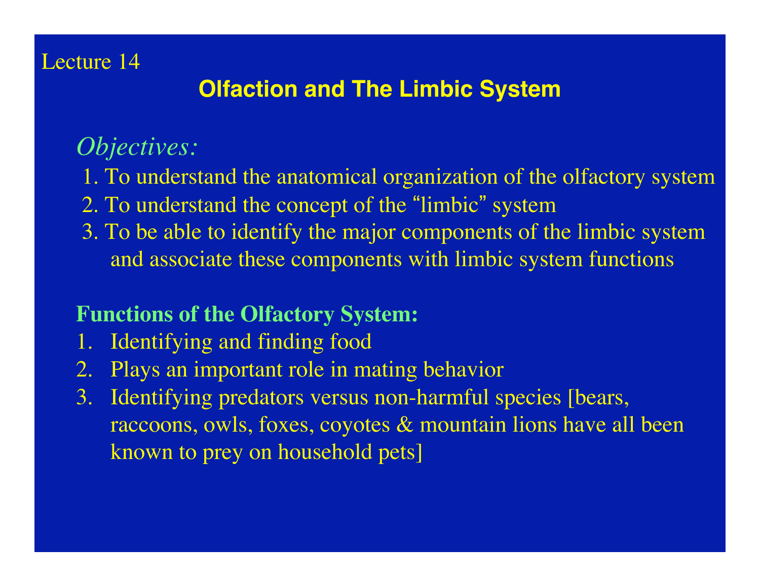Lecture 14

# Olfaction and The Limbic System

*Objectives:*

1. To understand the anatomical organization of the olfactory system
2. To understand the concept of the "limbic" system
3. To be able to identify the major components of the limbic system and associate these components with limbic system functions

**Functions of the Olfactory System:**

1. Identifying and finding food
2. Plays an important role in mating behavior
3. Identifying predators versus non-harmful species [bears, raccoons, owls, foxes, coyotes & mountain lions have all been known to prey on household pets]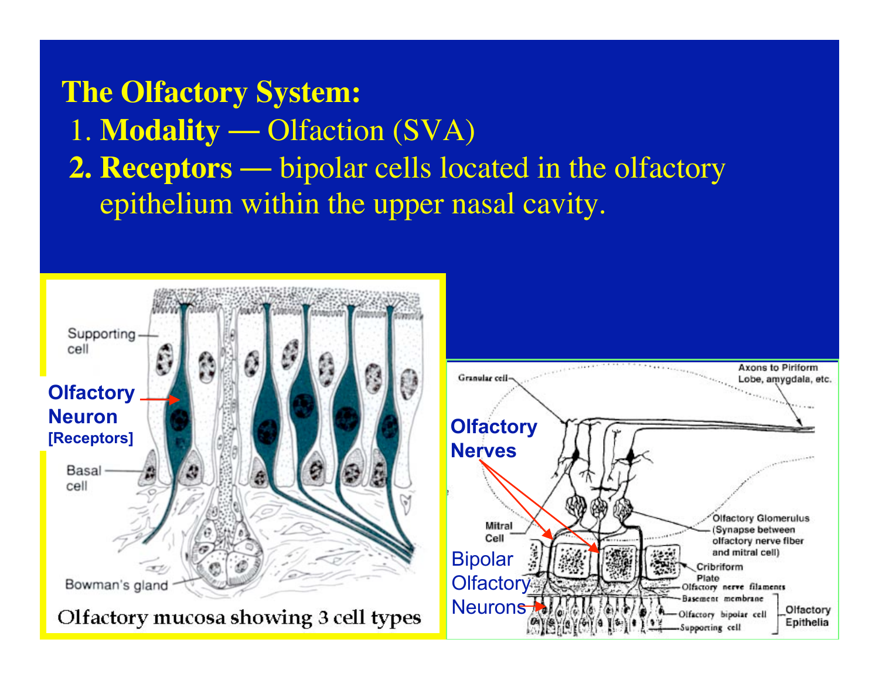# The Olfactory System:

1. **Modality —** Olfaction (SVA)
2. **Receptors —** bipolar cells located in the olfactory epithelium within the upper nasal cavity.

Olfactory mucosa showing 3 cell types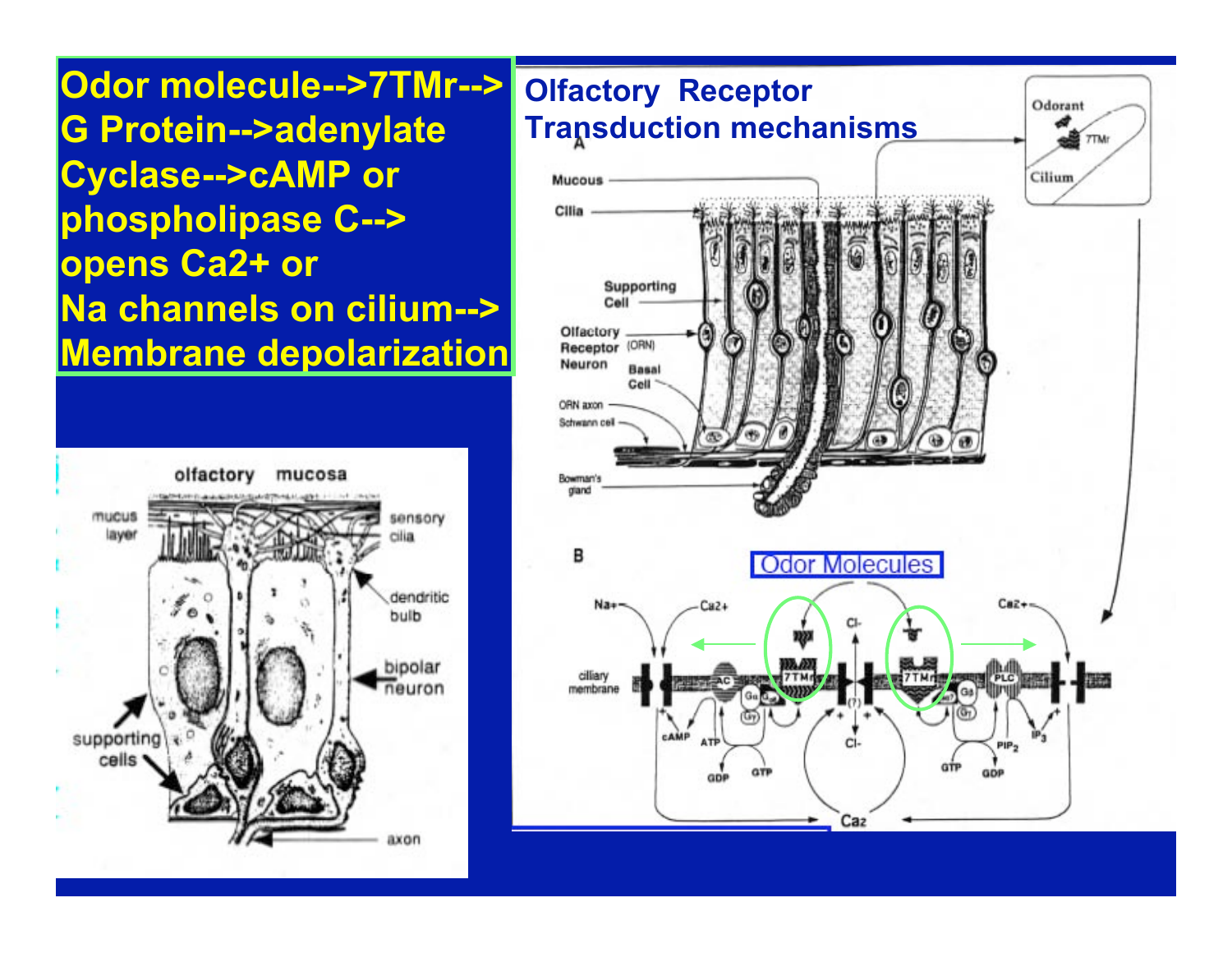Odor molecule-->7TMr--> G Protein-->adenylate Cyclase-->cAMP or phospholipase C--> opens $Ca^{2+}$ or Na channels on cilium--> Membrane depolarization

## Olfactory Receptor Transduction mechanisms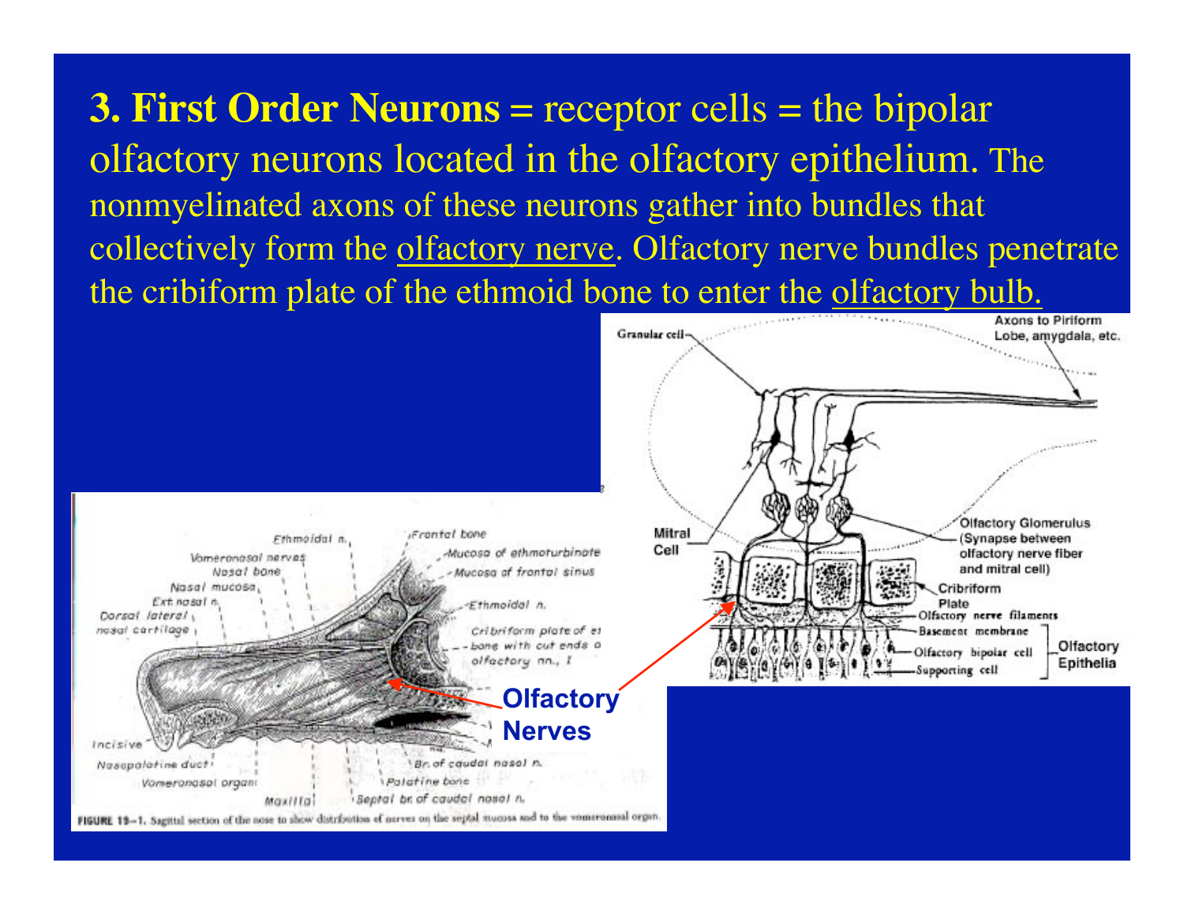**3. First Order Neurons** = receptor cells = the bipolar olfactory neurons located in the olfactory epithelium. The nonmyelinated axons of these neurons gather into bundles that collectively form the olfactory nerve. Olfactory nerve bundles penetrate the cribiform plate of the ethmoid bone to enter the olfactory bulb.

Olfactory Nerves

FIGURE 19–1. Sagittal section of the nose to show distribution of nerves on the septal mucosa and to the vomeronasal organ.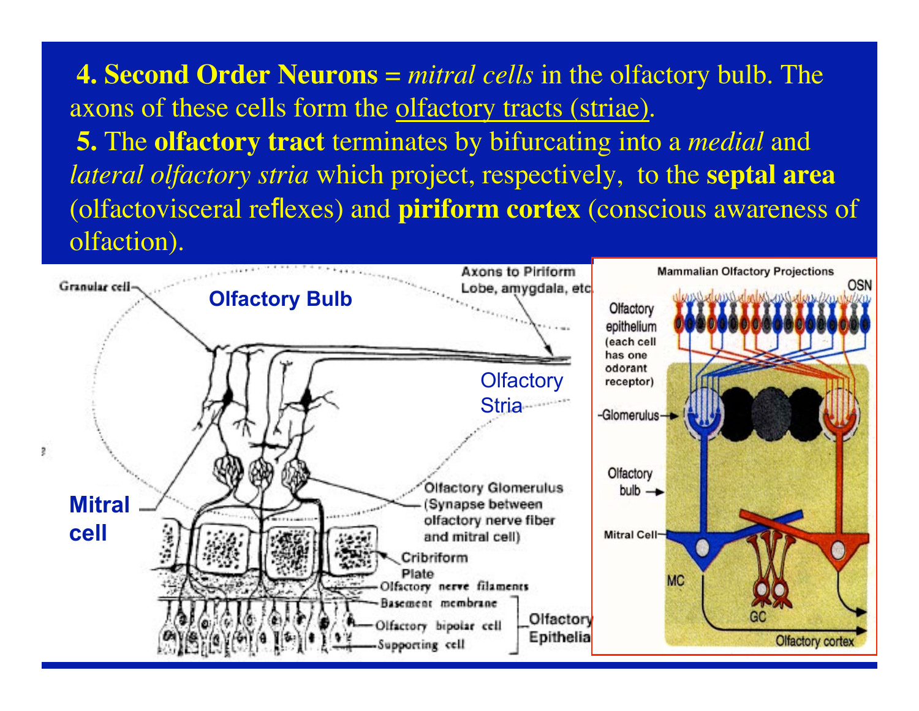**4. Second Order Neurons** = *mitral cells* in the olfactory bulb. The axons of these cells form the olfactory tracts (striae).

**5.** The **olfactory tract** terminates by bifurcating into a *medial* and *lateral olfactory stria* which project, respectively, to the **septal area** (olfactovisceral reflexes) and **piriform cortex** (conscious awareness of olfaction).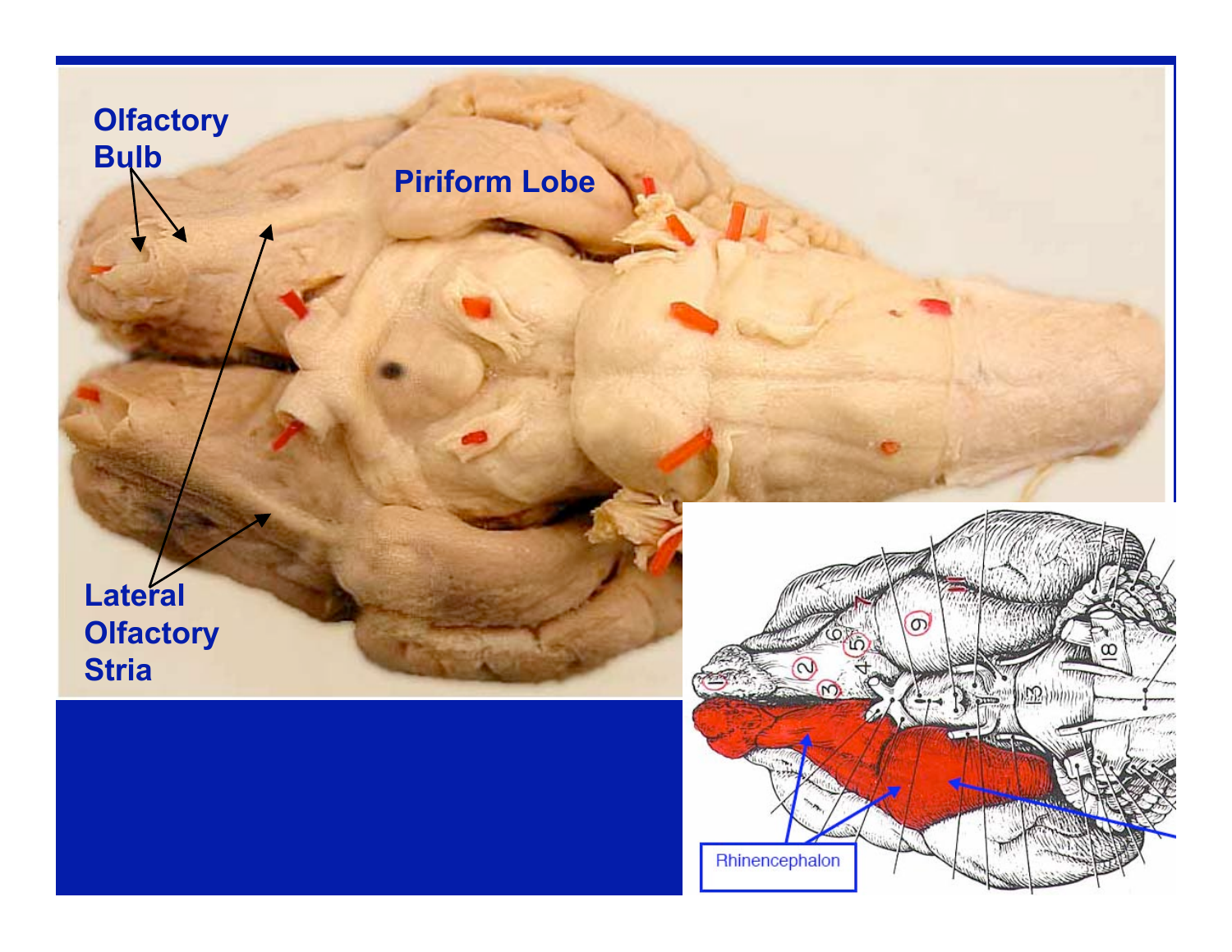Olfactory Bulb

Piriform Lobe

Lateral Olfactory Stria

Rhinencephalon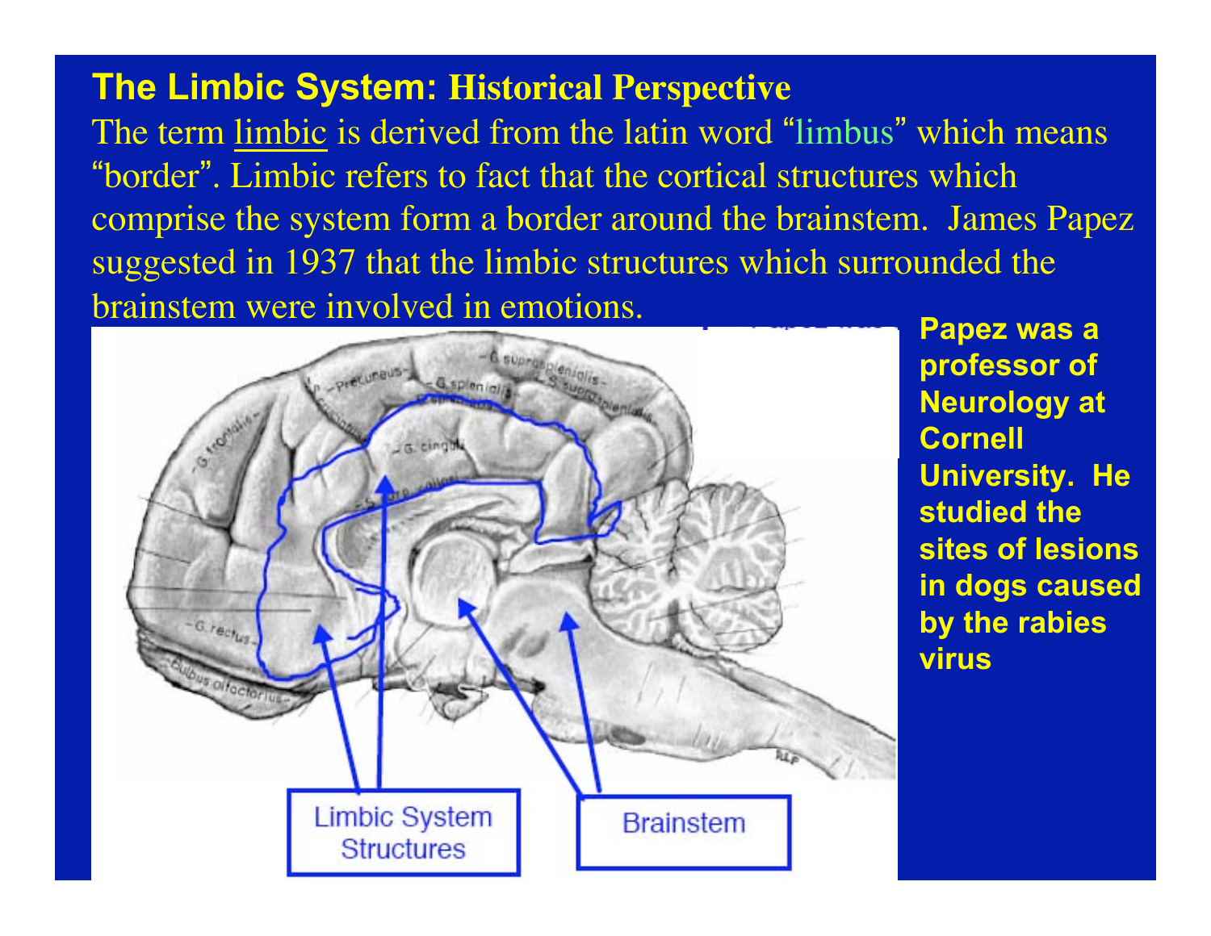## The Limbic System: Historical Perspective

The term limbic is derived from the latin word "limbus" which means "border". Limbic refers to fact that the cortical structures which comprise the system form a border around the brainstem. James Papez suggested in 1937 that the limbic structures which surrounded the brainstem were involved in emotions.

Limbic System Structures

Brainstem

**Papez was a professor of Neurology at Cornell University. He studied the sites of lesions in dogs caused by the rabies virus**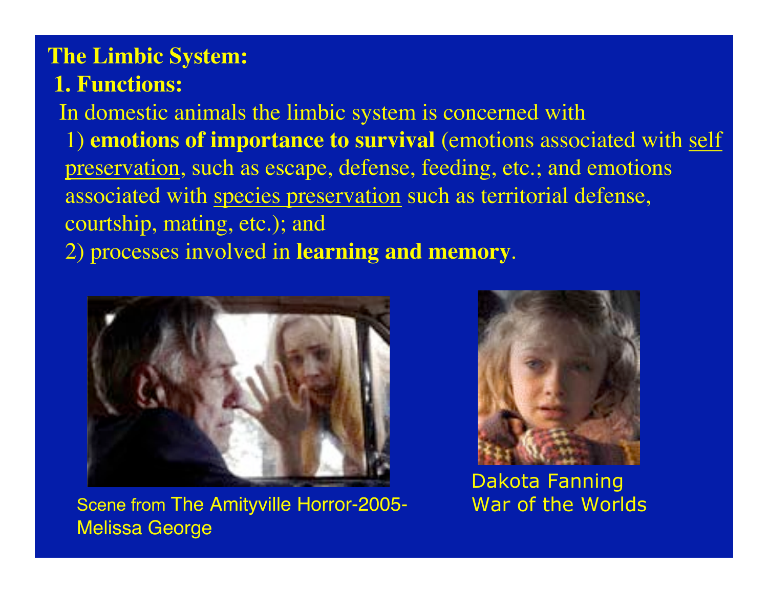# The Limbic System:

## 1. Functions:

In domestic animals the limbic system is concerned with

1) **emotions of importance to survival** (emotions associated with self preservation, such as escape, defense, feeding, etc.; and emotions associated with species preservation such as territorial defense, courtship, mating, etc.); and

2) processes involved in **learning and memory**.

Scene from The Amityville Horror-2005-Melissa George

Dakota Fanning War of the Worlds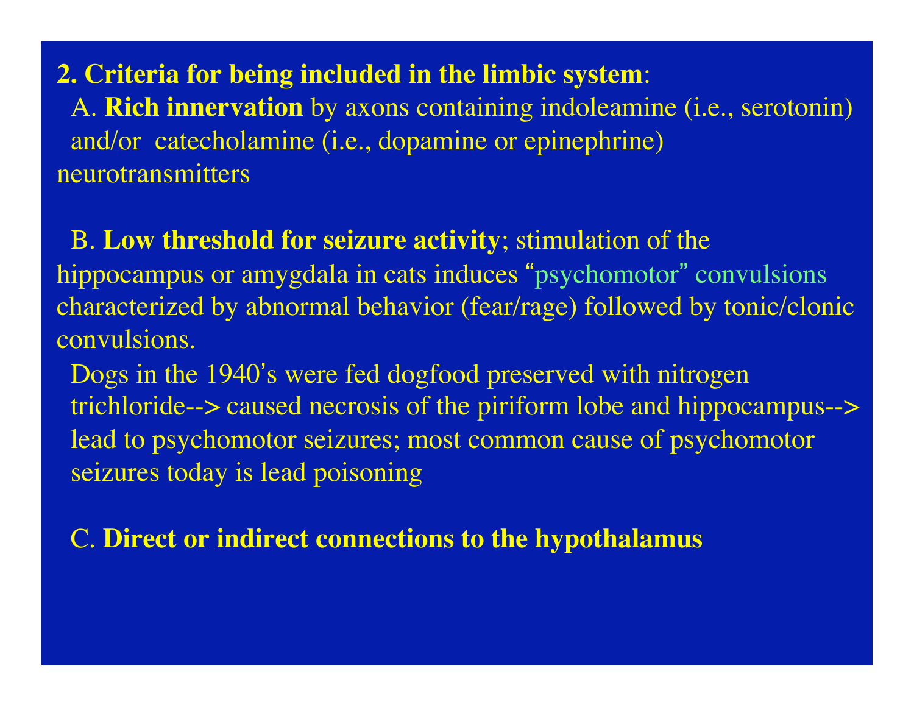**2. Criteria for being included in the limbic system**:

A. **Rich innervation** by axons containing indoleamine (i.e., serotonin) and/or catecholamine (i.e., dopamine or epinephrine) neurotransmitters

B. **Low threshold for seizure activity**; stimulation of the hippocampus or amygdala in cats induces "psychomotor" convulsions characterized by abnormal behavior (fear/rage) followed by tonic/clonic convulsions.

Dogs in the 1940's were fed dogfood preserved with nitrogen trichloride--> caused necrosis of the piriform lobe and hippocampus--> lead to psychomotor seizures; most common cause of psychomotor seizures today is lead poisoning

C. **Direct or indirect connections to the hypothalamus**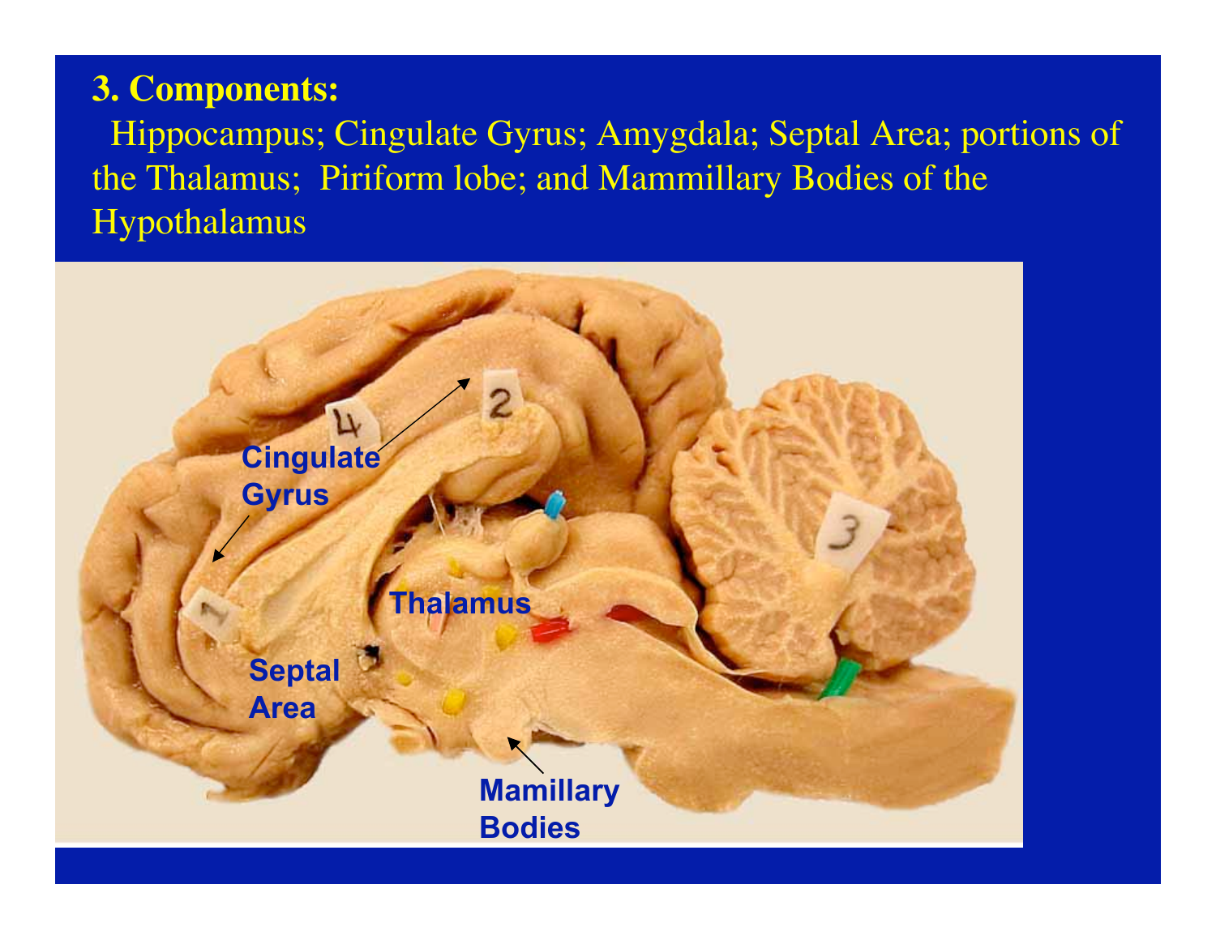**3. Components:**

Hippocampus; Cingulate Gyrus; Amygdala; Septal Area; portions of the Thalamus; Piriform lobe; and Mammillary Bodies of the Hypothalamus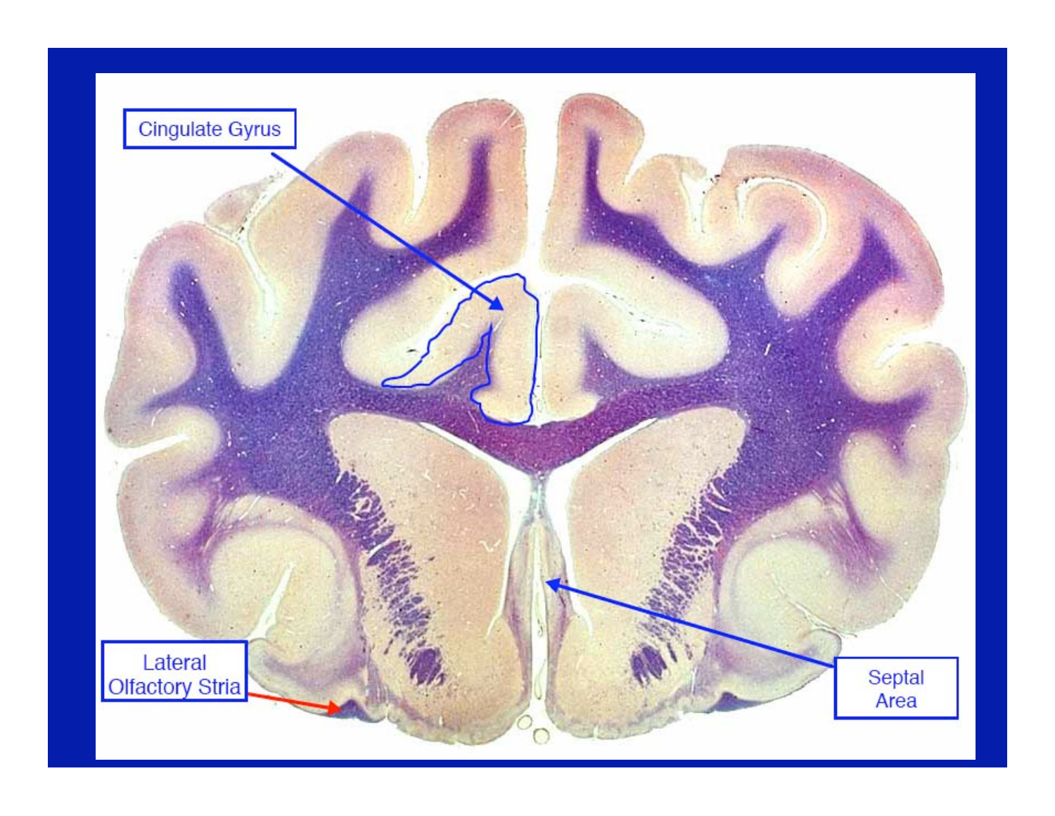Cingulate Gyrus

Lateral Olfactory Stria

Septal Area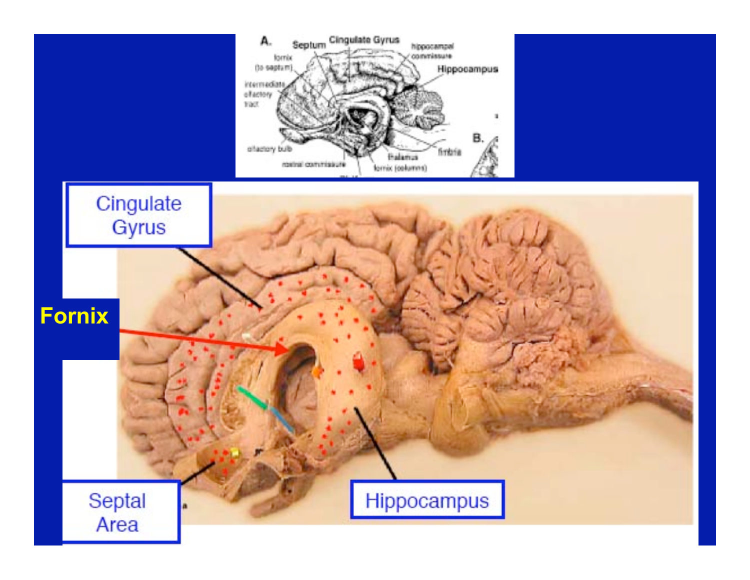A. Septum, Cingulate Gyrus, hippocampal commissure, Hippocampus, fornix (to septum), intermediate olfactory tract, olfactory bulb, rostral commissure, thalamus, fornix (columns), fimbria, B.

Cingulate Gyrus

Fornix

Septal Area

Hippocampus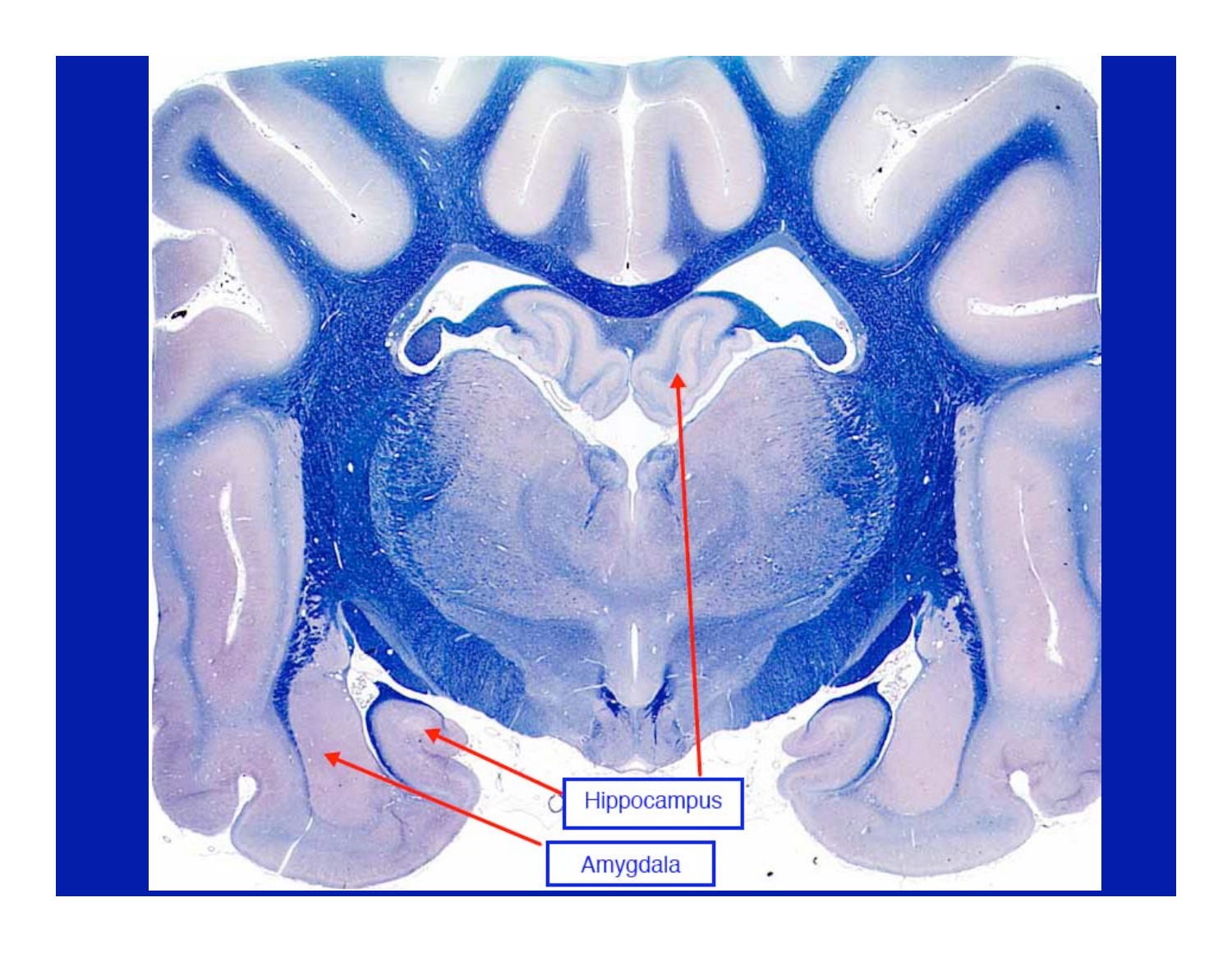Hippocampus

Amygdala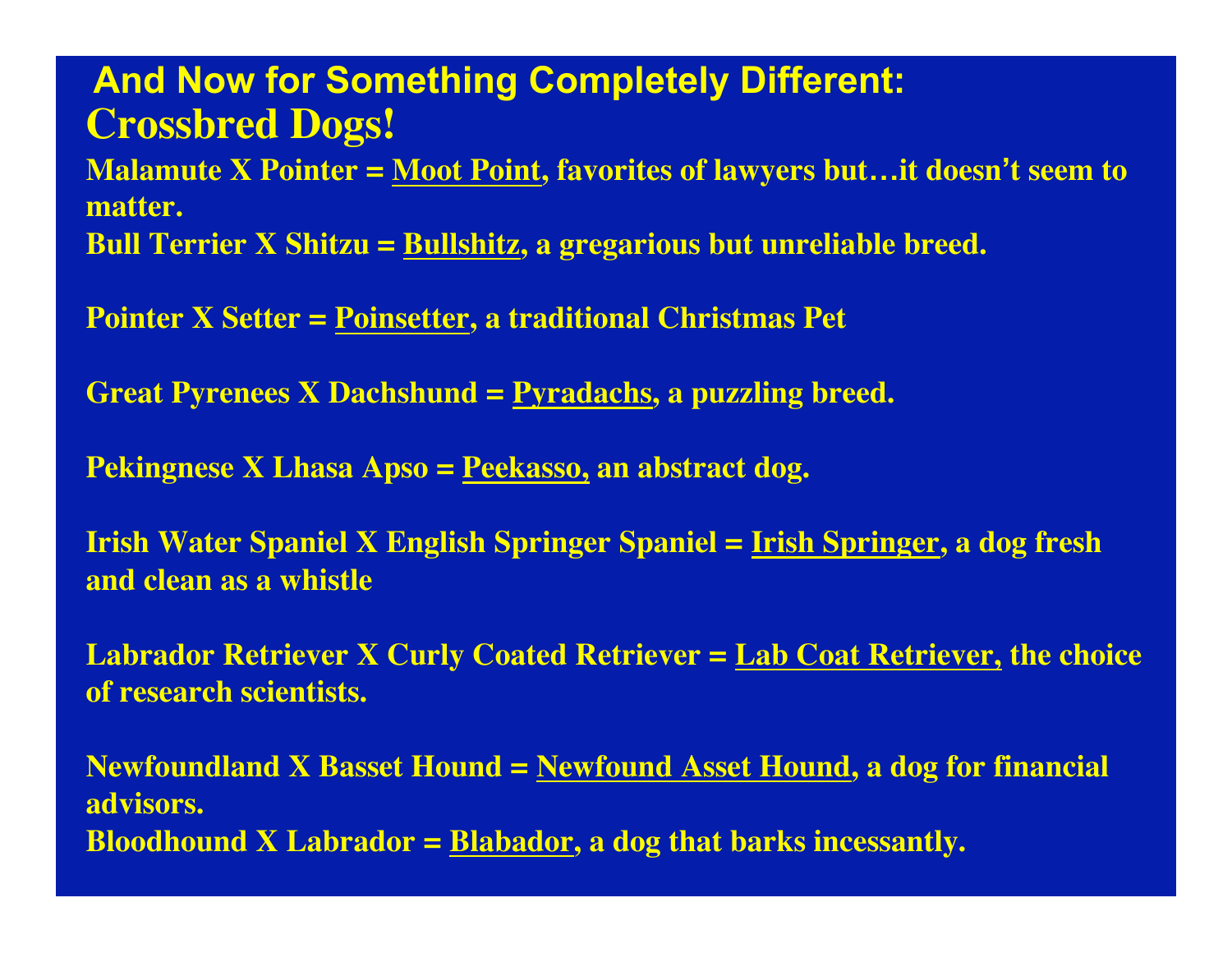## And Now for Something Completely Different:

## Crossbred Dogs!

**Malamute X Pointer = <u>Moot Point</u>, favorites of lawyers but…it doesn't seem to matter.**

**Bull Terrier X Shitzu = <u>Bullshitz</u>, a gregarious but unreliable breed.**

**Pointer X Setter = <u>Poinsetter</u>, a traditional Christmas Pet**

**Great Pyrenees X Dachshund = <u>Pyradachs</u>, a puzzling breed.**

**Pekingnese X Lhasa Apso = <u>Peekasso,</u> an abstract dog.**

**Irish Water Spaniel X English Springer Spaniel = <u>Irish Springer</u>, a dog fresh and clean as a whistle**

**Labrador Retriever X Curly Coated Retriever = <u>Lab Coat Retriever,</u> the choice of research scientists.**

**Newfoundland X Basset Hound = <u>Newfound Asset Hound</u>, a dog for financial advisors.**

**Bloodhound X Labrador = <u>Blabador</u>, a dog that barks incessantly.**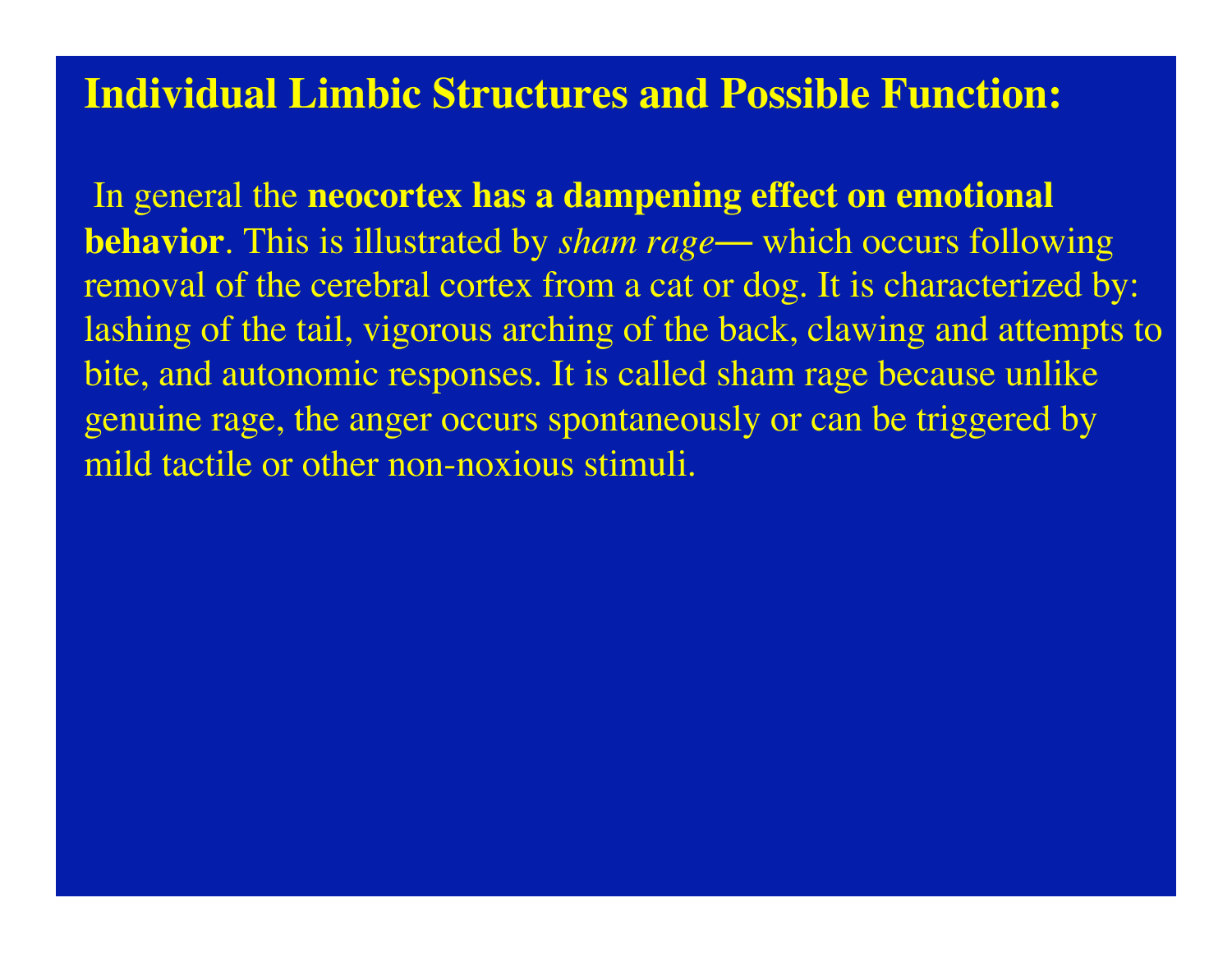## Individual Limbic Structures and Possible Function:

In general the **neocortex has a dampening effect on emotional behavior**. This is illustrated by *sham rage*— which occurs following removal of the cerebral cortex from a cat or dog. It is characterized by: lashing of the tail, vigorous arching of the back, clawing and attempts to bite, and autonomic responses. It is called sham rage because unlike genuine rage, the anger occurs spontaneously or can be triggered by mild tactile or other non-noxious stimuli.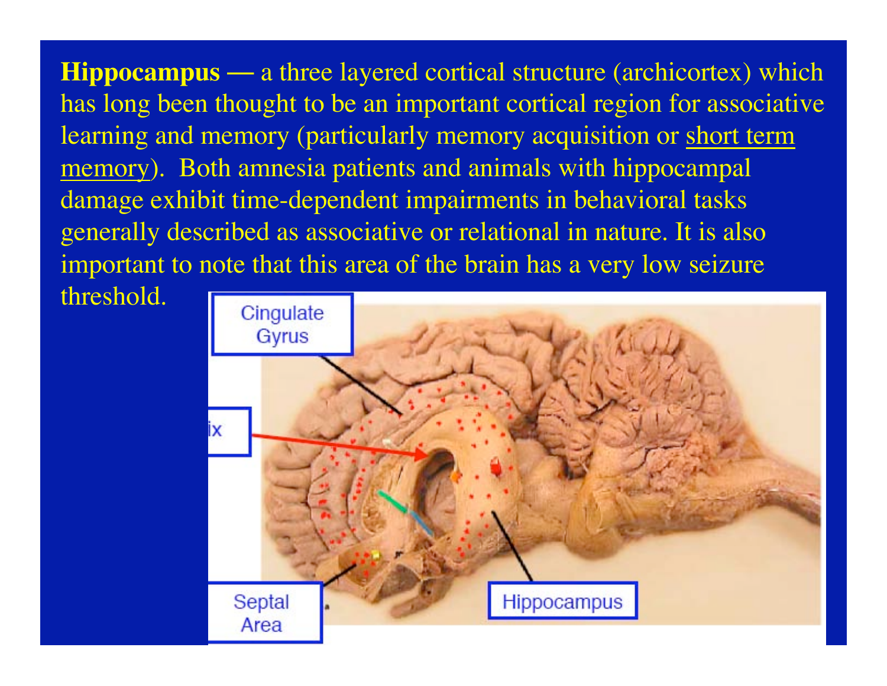**Hippocampus —** a three layered cortical structure (archicortex) which has long been thought to be an important cortical region for associative learning and memory (particularly memory acquisition or short term memory). Both amnesia patients and animals with hippocampal damage exhibit time-dependent impairments in behavioral tasks generally described as associative or relational in nature. It is also important to note that this area of the brain has a very low seizure threshold.

Cingulate Gyrus

ix

Septal Area

Hippocampus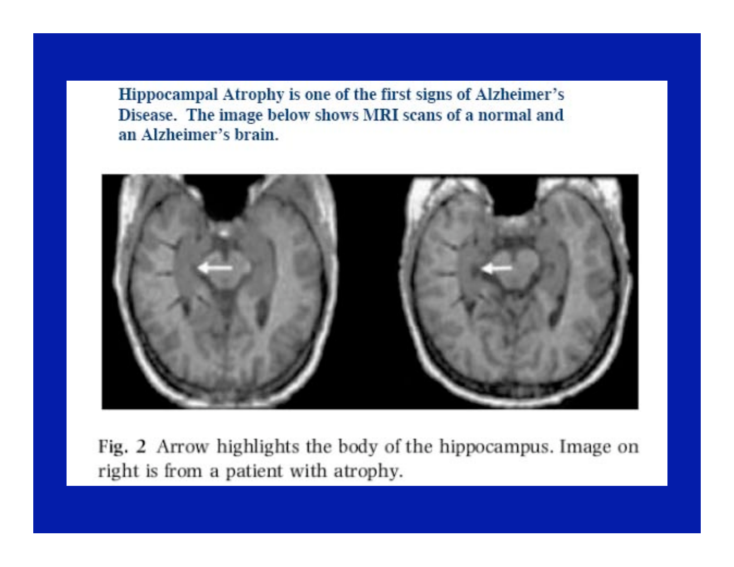Hippocampal Atrophy is one of the first signs of Alzheimer's Disease. The image below shows MRI scans of a normal and an Alzheimer's brain.

Fig. 2 Arrow highlights the body of the hippocampus. Image on right is from a patient with atrophy.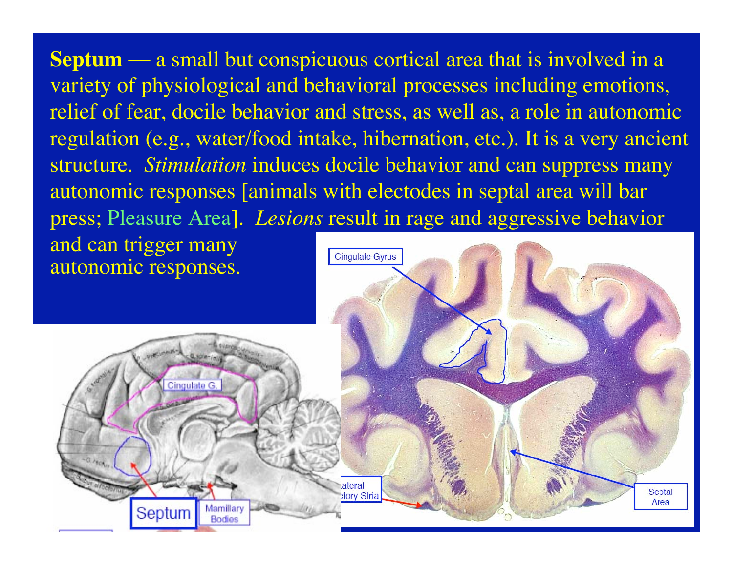**Septum —** a small but conspicuous cortical area that is involved in a variety of physiological and behavioral processes including emotions, relief of fear, docile behavior and stress, as well as, a role in autonomic regulation (e.g., water/food intake, hibernation, etc.). It is a very ancient structure. *Stimulation* induces docile behavior and can suppress many autonomic responses [animals with electodes in septal area will bar press; Pleasure Area]. *Lesions* result in rage and aggressive behavior and can trigger many autonomic responses.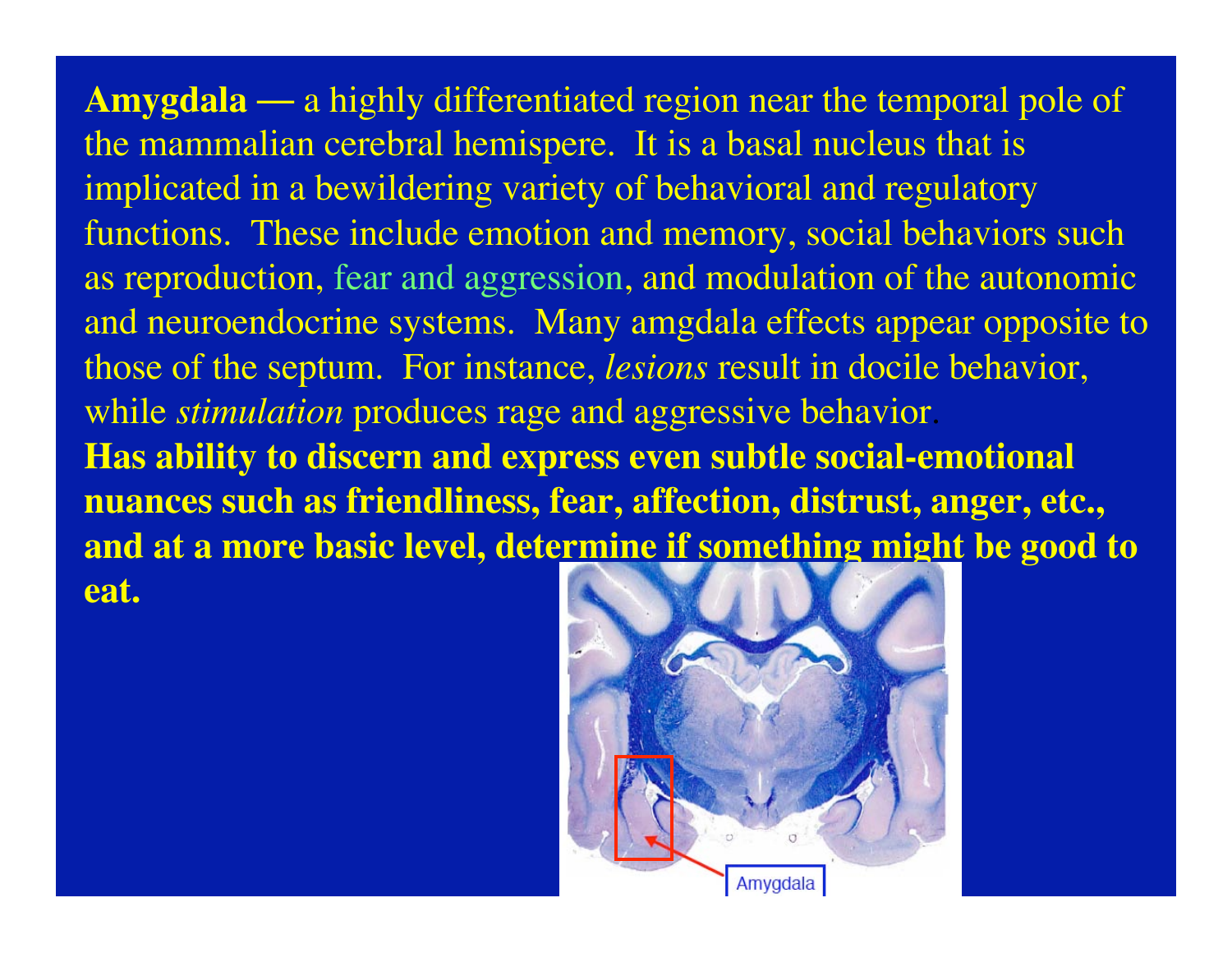**Amygdala —** a highly differentiated region near the temporal pole of the mammalian cerebral hemispere. It is a basal nucleus that is implicated in a bewildering variety of behavioral and regulatory functions. These include emotion and memory, social behaviors such as reproduction, fear and aggression, and modulation of the autonomic and neuroendocrine systems. Many amgdala effects appear opposite to those of the septum. For instance, *lesions* result in docile behavior, while *stimulation* produces rage and aggressive behavior.

**Has ability to discern and express even subtle social-emotional nuances such as friendliness, fear, affection, distrust, anger, etc., and at a more basic level, determine if something might be good to eat.**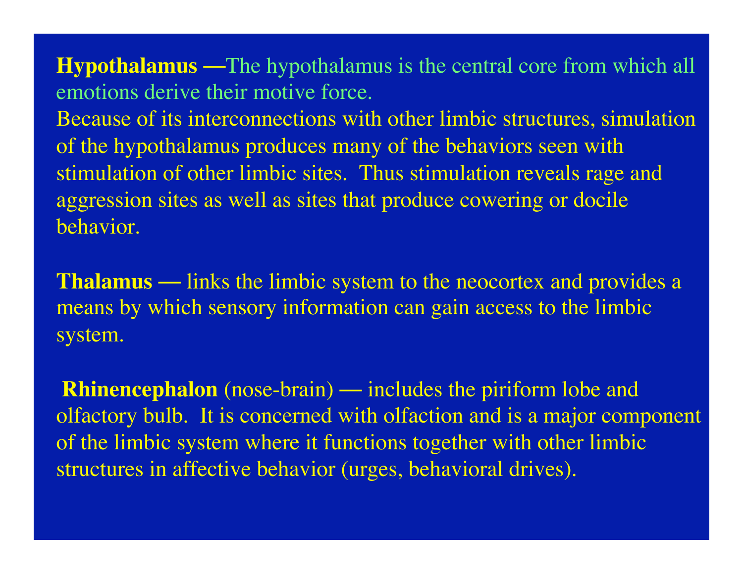**Hypothalamus** —The hypothalamus is the central core from which all emotions derive their motive force.
Because of its interconnections with other limbic structures, simulation of the hypothalamus produces many of the behaviors seen with stimulation of other limbic sites. Thus stimulation reveals rage and aggression sites as well as sites that produce cowering or docile behavior.

**Thalamus** — links the limbic system to the neocortex and provides a means by which sensory information can gain access to the limbic system.

**Rhinencephalon** (nose-brain) — includes the piriform lobe and olfactory bulb. It is concerned with olfaction and is a major component of the limbic system where it functions together with other limbic structures in affective behavior (urges, behavioral drives).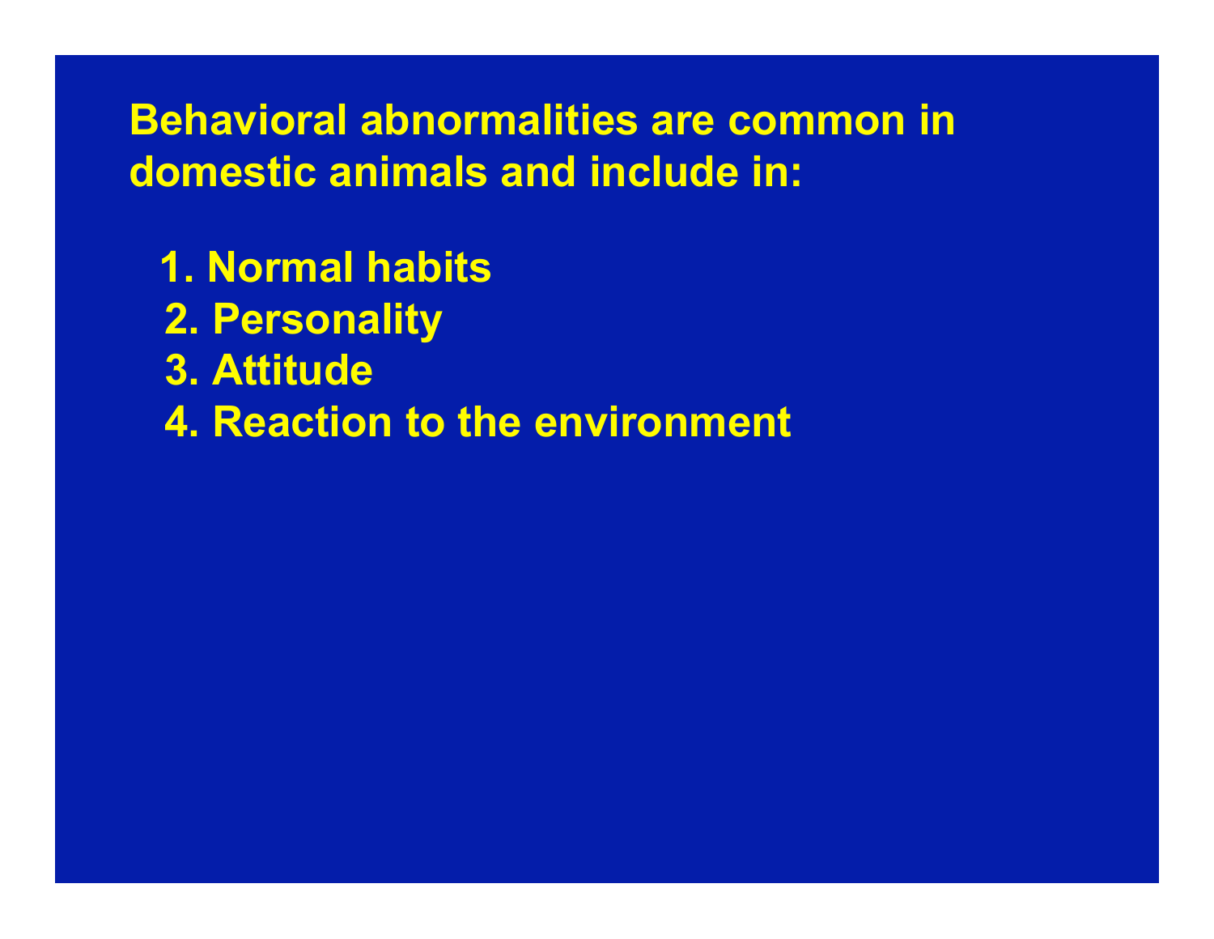**Behavioral abnormalities are common in domestic animals and include in:**

1. Normal habits
2. Personality
3. Attitude
4. Reaction to the environment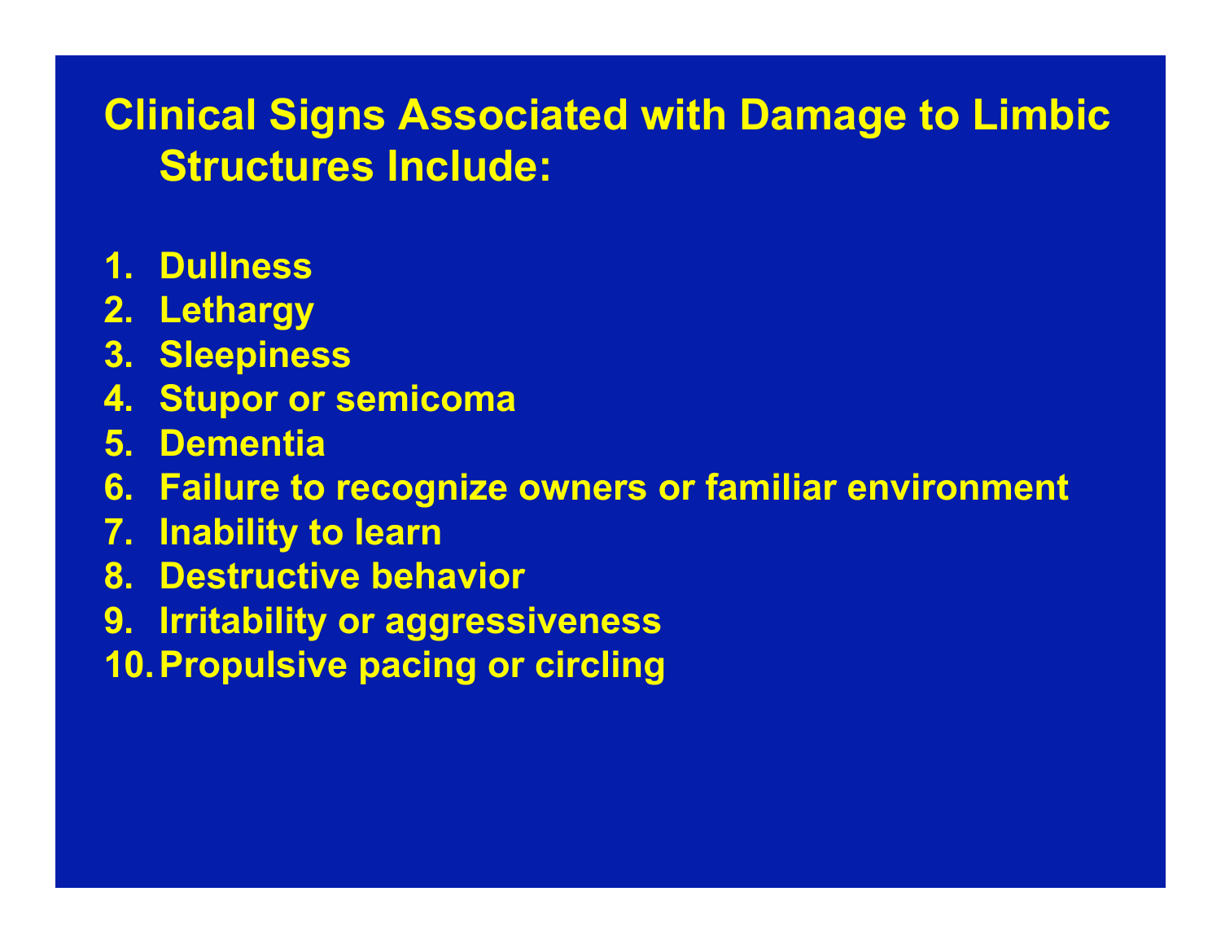## Clinical Signs Associated with Damage to Limbic Structures Include:

1. Dullness
2. Lethargy
3. Sleepiness
4. Stupor or semicoma
5. Dementia
6. Failure to recognize owners or familiar environment
7. Inability to learn
8. Destructive behavior
9. Irritability or aggressiveness
10. Propulsive pacing or circling